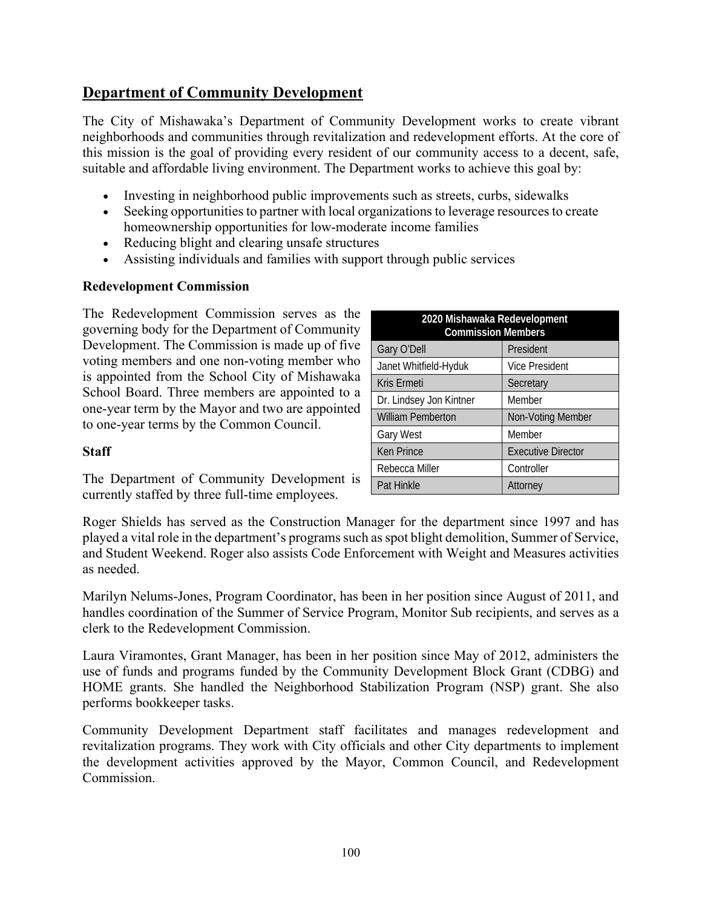## Department of Community Development

The City of Mishawaka's Department of Community Development works to create vibrant neighborhoods and communities through revitalization and redevelopment efforts. At the core of this mission is the goal of providing every resident of our community access to a decent, safe, suitable and affordable living environment. The Department works to achieve this goal by:

- Investing in neighborhood public improvements such as streets, curbs, sidewalks
- Seeking opportunities to partner with local organizations to leverage resources to create homeownership opportunities for low-moderate income families
- Reducing blight and clearing unsafe structures
- Assisting individuals and families with support through public services

### Redevelopment Commission

The Redevelopment Commission serves as the governing body for the Department of Community Development. The Commission is made up of five voting members and one non-voting member who is appointed from the School City of Mishawaka School Board. Three members are appointed to a one-year term by the Mayor and two are appointed to one-year terms by the Common Council.

| 2020 Mishawaka Redevelopment Commission Members | |
|---|---|
| Gary O'Dell | President |
| Janet Whitfield-Hyduk | Vice President |
| Kris Ermeti | Secretary |
| Dr. Lindsey Jon Kintner | Member |
| William Pemberton | Non-Voting Member |
| Gary West | Member |
| Ken Prince | Executive Director |
| Rebecca Miller | Controller |
| Pat Hinkle | Attorney |

### Staff

The Department of Community Development is currently staffed by three full-time employees.

Roger Shields has served as the Construction Manager for the department since 1997 and has played a vital role in the department's programs such as spot blight demolition, Summer of Service, and Student Weekend. Roger also assists Code Enforcement with Weight and Measures activities as needed.

Marilyn Nelums-Jones, Program Coordinator, has been in her position since August of 2011, and handles coordination of the Summer of Service Program, Monitor Sub recipients, and serves as a clerk to the Redevelopment Commission.

Laura Viramontes, Grant Manager, has been in her position since May of 2012, administers the use of funds and programs funded by the Community Development Block Grant (CDBG) and HOME grants. She handled the Neighborhood Stabilization Program (NSP) grant. She also performs bookkeeper tasks.

Community Development Department staff facilitates and manages redevelopment and revitalization programs. They work with City officials and other City departments to implement the development activities approved by the Mayor, Common Council, and Redevelopment Commission.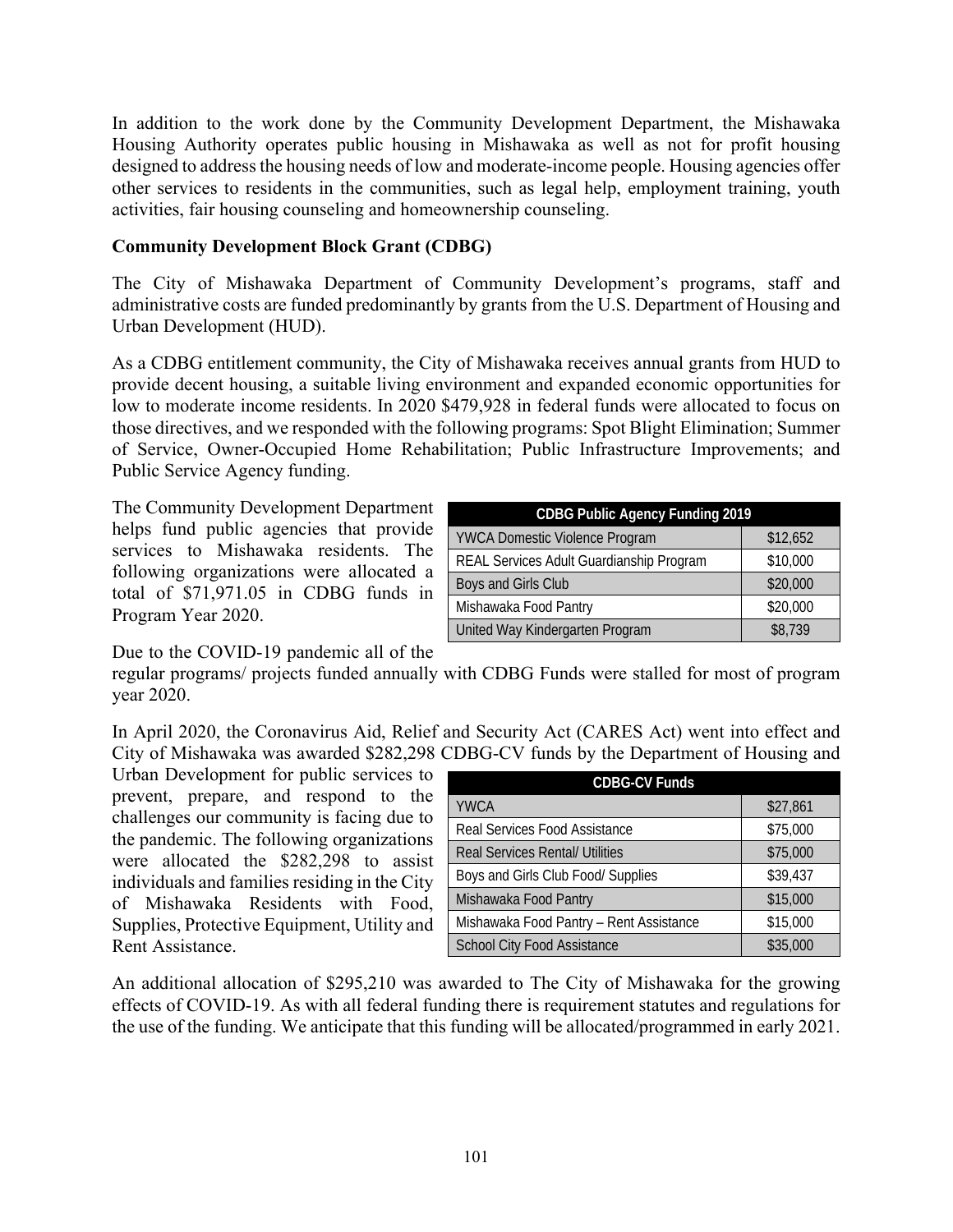In addition to the work done by the Community Development Department, the Mishawaka Housing Authority operates public housing in Mishawaka as well as not for profit housing designed to address the housing needs of low and moderate-income people. Housing agencies offer other services to residents in the communities, such as legal help, employment training, youth activities, fair housing counseling and homeownership counseling.

**Community Development Block Grant (CDBG)**

The City of Mishawaka Department of Community Development's programs, staff and administrative costs are funded predominantly by grants from the U.S. Department of Housing and Urban Development (HUD).

As a CDBG entitlement community, the City of Mishawaka receives annual grants from HUD to provide decent housing, a suitable living environment and expanded economic opportunities for low to moderate income residents. In 2020 $479,928 in federal funds were allocated to focus on those directives, and we responded with the following programs: Spot Blight Elimination; Summer of Service, Owner-Occupied Home Rehabilitation; Public Infrastructure Improvements; and Public Service Agency funding.

The Community Development Department helps fund public agencies that provide services to Mishawaka residents. The following organizations were allocated a total of $71,971.05 in CDBG funds in Program Year 2020.

| CDBG Public Agency Funding 2019 | |
|---|---|
| YWCA Domestic Violence Program | $12,652 |
| REAL Services Adult Guardianship Program | $10,000 |
| Boys and Girls Club | $20,000 |
| Mishawaka Food Pantry | $20,000 |
| United Way Kindergarten Program | $8,739 |

Due to the COVID-19 pandemic all of the regular programs/ projects funded annually with CDBG Funds were stalled for most of program year 2020.

In April 2020, the Coronavirus Aid, Relief and Security Act (CARES Act) went into effect and City of Mishawaka was awarded $282,298 CDBG-CV funds by the Department of Housing and Urban Development for public services to prevent, prepare, and respond to the challenges our community is facing due to the pandemic. The following organizations were allocated the $282,298 to assist individuals and families residing in the City of Mishawaka Residents with Food, Supplies, Protective Equipment, Utility and Rent Assistance.

| CDBG-CV Funds | |
|---|---|
| YWCA | $27,861 |
| Real Services Food Assistance | $75,000 |
| Real Services Rental/ Utilities | $75,000 |
| Boys and Girls Club Food/ Supplies | $39,437 |
| Mishawaka Food Pantry | $15,000 |
| Mishawaka Food Pantry – Rent Assistance | $15,000 |
| School City Food Assistance | $35,000 |

An additional allocation of $295,210 was awarded to The City of Mishawaka for the growing effects of COVID-19. As with all federal funding there is requirement statutes and regulations for the use of the funding. We anticipate that this funding will be allocated/programmed in early 2021.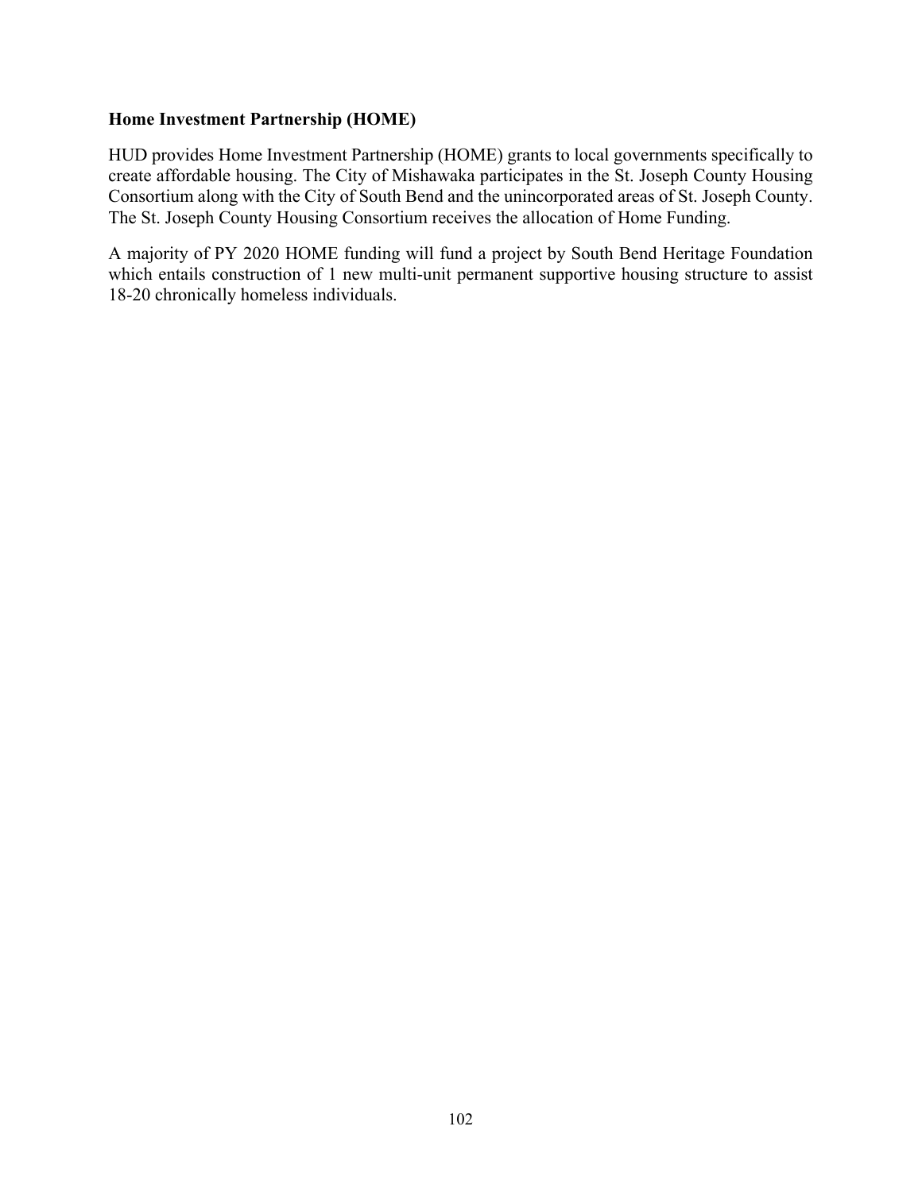**Home Investment Partnership (HOME)**

HUD provides Home Investment Partnership (HOME) grants to local governments specifically to create affordable housing. The City of Mishawaka participates in the St. Joseph County Housing Consortium along with the City of South Bend and the unincorporated areas of St. Joseph County. The St. Joseph County Housing Consortium receives the allocation of Home Funding.

A majority of PY 2020 HOME funding will fund a project by South Bend Heritage Foundation which entails construction of 1 new multi-unit permanent supportive housing structure to assist 18-20 chronically homeless individuals.